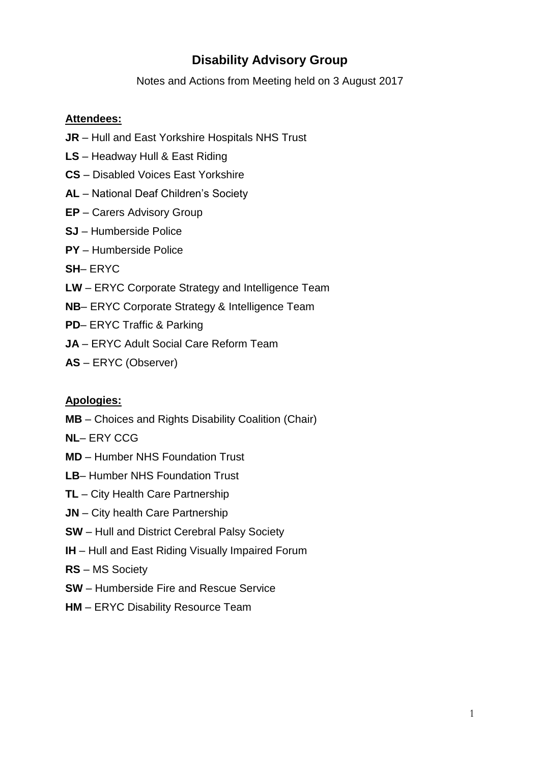# Disability Advisory Group

Notes and Actions from Meeting held on 3 August 2017

**Attendees:**

**JR** – Hull and East Yorkshire Hospitals NHS Trust

**LS** – Headway Hull & East Riding

**CS** – Disabled Voices East Yorkshire

**AL** – National Deaf Children's Society

**EP** – Carers Advisory Group

**SJ** – Humberside Police

**PY** – Humberside Police

**SH**– ERYC

**LW** – ERYC Corporate Strategy and Intelligence Team

**NB**– ERYC Corporate Strategy & Intelligence Team

**PD**– ERYC Traffic & Parking

**JA** – ERYC Adult Social Care Reform Team

**AS** – ERYC (Observer)

**Apologies:**

**MB** – Choices and Rights Disability Coalition (Chair)

**NL**– ERY CCG

**MD** – Humber NHS Foundation Trust

**LB**– Humber NHS Foundation Trust

**TL** – City Health Care Partnership

**JN** – City health Care Partnership

**SW** – Hull and District Cerebral Palsy Society

**IH** – Hull and East Riding Visually Impaired Forum

**RS** – MS Society

**SW** – Humberside Fire and Rescue Service

**HM** – ERYC Disability Resource Team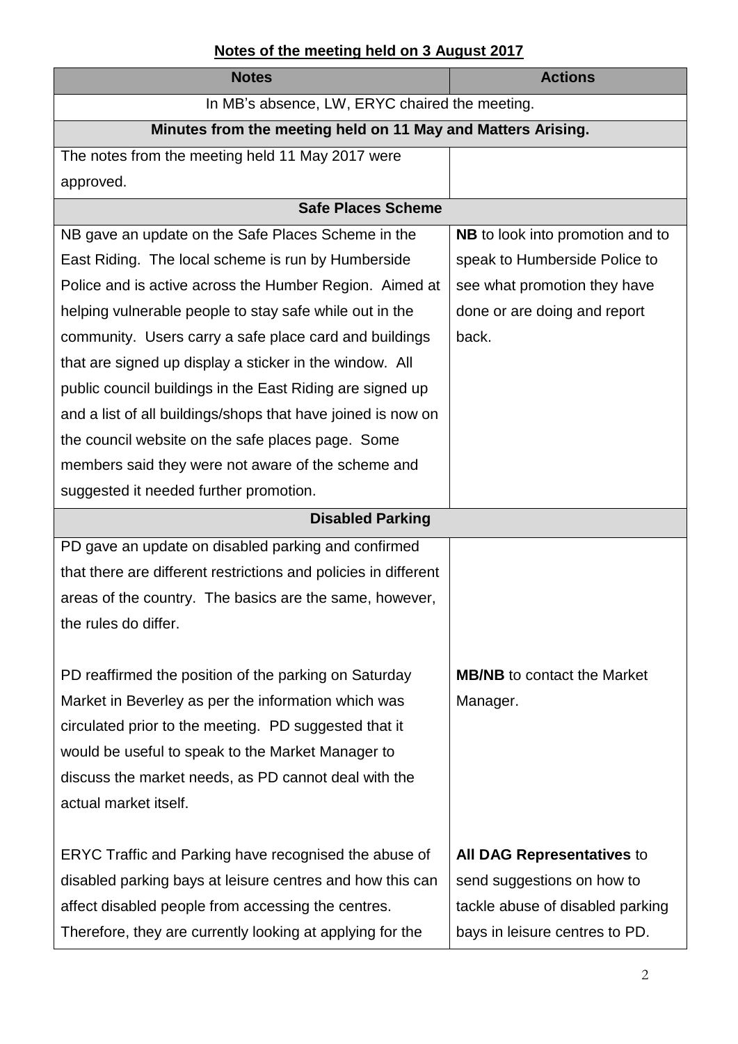**Notes of the meeting held on 3 August 2017**

| Notes | Actions |
|---|---|
| In MB's absence, LW, ERYC chaired the meeting. | |
| **Minutes from the meeting held on 11 May and Matters Arising.** | |
| The notes from the meeting held 11 May 2017 were approved. | |
| **Safe Places Scheme** | |
| NB gave an update on the Safe Places Scheme in the East Riding. The local scheme is run by Humberside Police and is active across the Humber Region. Aimed at helping vulnerable people to stay safe while out in the community. Users carry a safe place card and buildings that are signed up display a sticker in the window. All public council buildings in the East Riding are signed up and a list of all buildings/shops that have joined is now on the council website on the safe places page. Some members said they were not aware of the scheme and suggested it needed further promotion. | **NB** to look into promotion and to speak to Humberside Police to see what promotion they have done or are doing and report back. |
| **Disabled Parking** | |
| PD gave an update on disabled parking and confirmed that there are different restrictions and policies in different areas of the country. The basics are the same, however, the rules do differ. | |
| PD reaffirmed the position of the parking on Saturday Market in Beverley as per the information which was circulated prior to the meeting. PD suggested that it would be useful to speak to the Market Manager to discuss the market needs, as PD cannot deal with the actual market itself. | **MB/NB** to contact the Market Manager. |
| ERYC Traffic and Parking have recognised the abuse of disabled parking bays at leisure centres and how this can affect disabled people from accessing the centres. Therefore, they are currently looking at applying for the | **All DAG Representatives** to send suggestions on how to tackle abuse of disabled parking bays in leisure centres to PD. |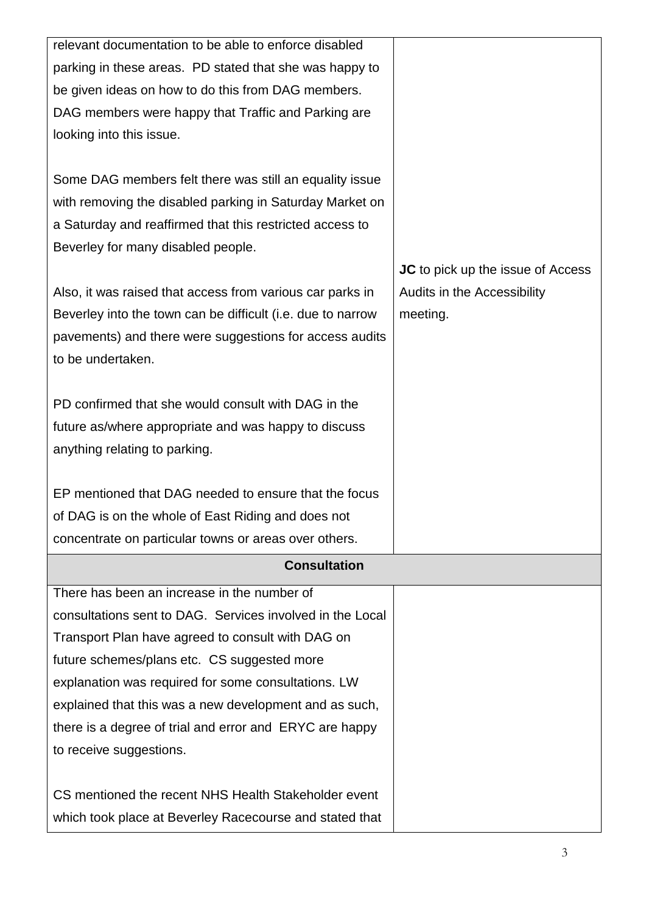| | |
|---|---|
| relevant documentation to be able to enforce disabled parking in these areas. PD stated that she was happy to be given ideas on how to do this from DAG members. DAG members were happy that Traffic and Parking are looking into this issue.<br><br>Some DAG members felt there was still an equality issue with removing the disabled parking in Saturday Market on a Saturday and reaffirmed that this restricted access to Beverley for many disabled people.<br><br>Also, it was raised that access from various car parks in Beverley into the town can be difficult (i.e. due to narrow pavements) and there were suggestions for access audits to be undertaken.<br><br>PD confirmed that she would consult with DAG in the future as/where appropriate and was happy to discuss anything relating to parking.<br><br>EP mentioned that DAG needed to ensure that the focus of DAG is on the whole of East Riding and does not concentrate on particular towns or areas over others. | **JC** to pick up the issue of Access Audits in the Accessibility meeting. |
| **Consultation** | |
| There has been an increase in the number of consultations sent to DAG. Services involved in the Local Transport Plan have agreed to consult with DAG on future schemes/plans etc. CS suggested more explanation was required for some consultations. LW explained that this was a new development and as such, there is a degree of trial and error and ERYC are happy to receive suggestions.<br><br>CS mentioned the recent NHS Health Stakeholder event which took place at Beverley Racecourse and stated that | |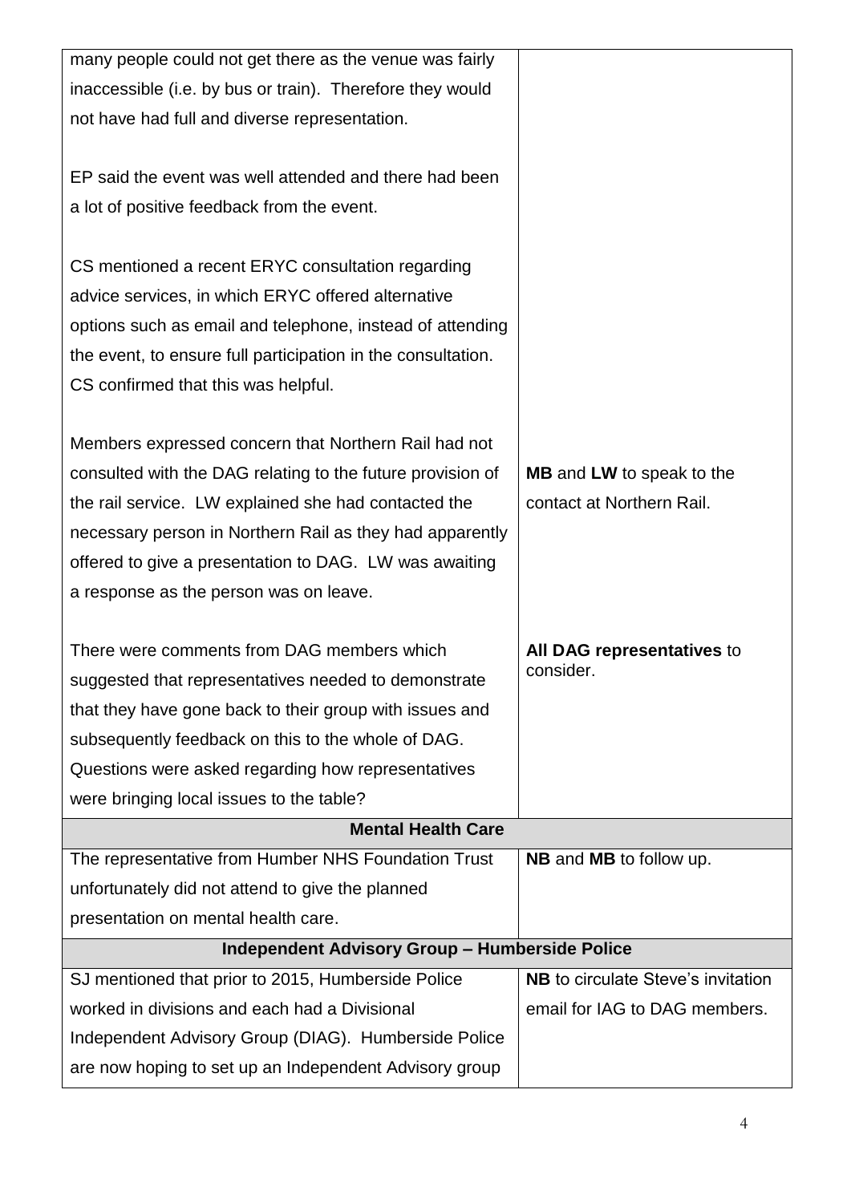| | |
|---|---|
| many people could not get there as the venue was fairly inaccessible (i.e. by bus or train). Therefore they would not have had full and diverse representation.<br><br>EP said the event was well attended and there had been a lot of positive feedback from the event.<br><br>CS mentioned a recent ERYC consultation regarding advice services, in which ERYC offered alternative options such as email and telephone, instead of attending the event, to ensure full participation in the consultation. CS confirmed that this was helpful. | |
| Members expressed concern that Northern Rail had not consulted with the DAG relating to the future provision of the rail service. LW explained she had contacted the necessary person in Northern Rail as they had apparently offered to give a presentation to DAG. LW was awaiting a response as the person was on leave. | **MB** and **LW** to speak to the contact at Northern Rail. |
| There were comments from DAG members which suggested that representatives needed to demonstrate that they have gone back to their group with issues and subsequently feedback on this to the whole of DAG. Questions were asked regarding how representatives were bringing local issues to the table? | **All DAG representatives** to consider. |
| **Mental Health Care** | |
| The representative from Humber NHS Foundation Trust unfortunately did not attend to give the planned presentation on mental health care. | **NB** and **MB** to follow up. |
| **Independent Advisory Group – Humberside Police** | |
| SJ mentioned that prior to 2015, Humberside Police worked in divisions and each had a Divisional Independent Advisory Group (DIAG). Humberside Police are now hoping to set up an Independent Advisory group | **NB** to circulate Steve's invitation email for IAG to DAG members. |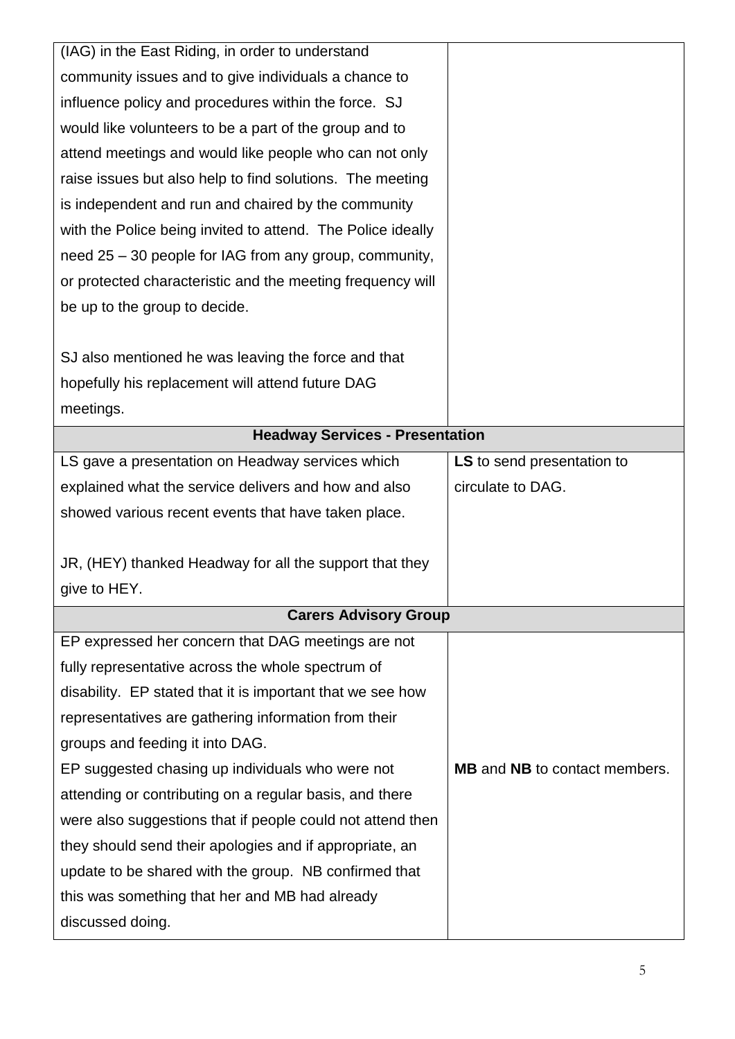| | |
|---|---|
| (IAG) in the East Riding, in order to understand community issues and to give individuals a chance to influence policy and procedures within the force. SJ would like volunteers to be a part of the group and to attend meetings and would like people who can not only raise issues but also help to find solutions. The meeting is independent and run and chaired by the community with the Police being invited to attend. The Police ideally need 25 – 30 people for IAG from any group, community, or protected characteristic and the meeting frequency will be up to the group to decide.<br><br>SJ also mentioned he was leaving the force and that hopefully his replacement will attend future DAG meetings. | |
| **Headway Services - Presentation** | |
| LS gave a presentation on Headway services which explained what the service delivers and how and also showed various recent events that have taken place.<br><br>JR, (HEY) thanked Headway for all the support that they give to HEY. | **LS** to send presentation to circulate to DAG. |
| **Carers Advisory Group** | |
| EP expressed her concern that DAG meetings are not fully representative across the whole spectrum of disability. EP stated that it is important that we see how representatives are gathering information from their groups and feeding it into DAG.<br>EP suggested chasing up individuals who were not attending or contributing on a regular basis, and there were also suggestions that if people could not attend then they should send their apologies and if appropriate, an update to be shared with the group. NB confirmed that this was something that her and MB had already discussed doing. | **MB** and **NB** to contact members. |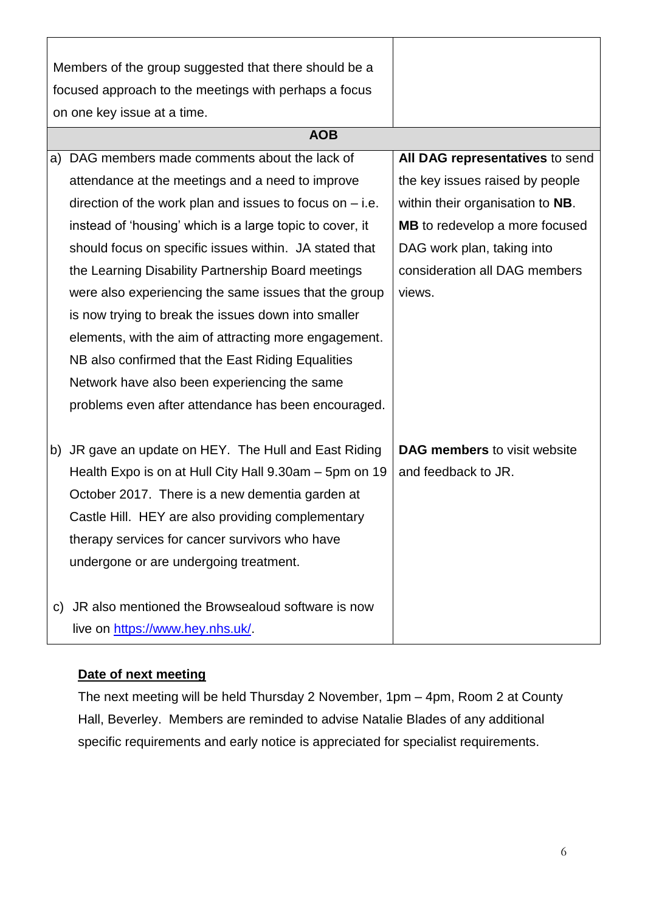| | |
|---|---|
| Members of the group suggested that there should be a focused approach to the meetings with perhaps a focus on one key issue at a time. | |
| **AOB** | |
| a) DAG members made comments about the lack of attendance at the meetings and a need to improve direction of the work plan and issues to focus on – i.e. instead of 'housing' which is a large topic to cover, it should focus on specific issues within. JA stated that the Learning Disability Partnership Board meetings were also experiencing the same issues that the group is now trying to break the issues down into smaller elements, with the aim of attracting more engagement. NB also confirmed that the East Riding Equalities Network have also been experiencing the same problems even after attendance has been encouraged. | **All DAG representatives** to send the key issues raised by people within their organisation to **NB**. **MB** to redevelop a more focused DAG work plan, taking into consideration all DAG members views. |
| b) JR gave an update on HEY. The Hull and East Riding Health Expo is on at Hull City Hall 9.30am – 5pm on 19 October 2017. There is a new dementia garden at Castle Hill. HEY are also providing complementary therapy services for cancer survivors who have undergone or are undergoing treatment. | **DAG members** to visit website and feedback to JR. |
| c) JR also mentioned the Browsealoud software is now live on [https://www.hey.nhs.uk/](https://www.hey.nhs.uk/). | |

**Date of next meeting**

The next meeting will be held Thursday 2 November, 1pm – 4pm, Room 2 at County Hall, Beverley. Members are reminded to advise Natalie Blades of any additional specific requirements and early notice is appreciated for specialist requirements.